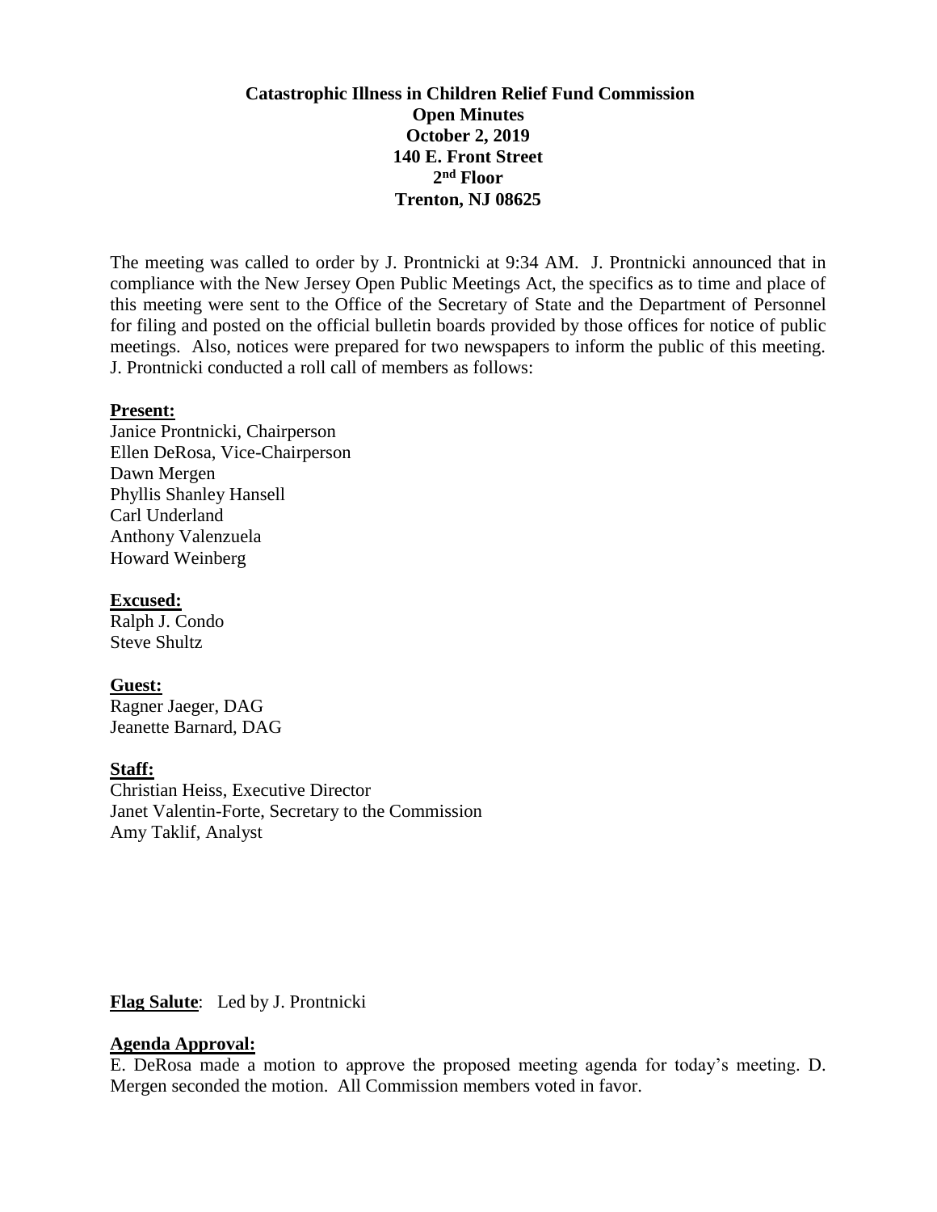**Catastrophic Illness in Children Relief Fund Commission**
**Open Minutes**
**October 2, 2019**
**140 E. Front Street**
**2nd Floor**
**Trenton, NJ 08625**

The meeting was called to order by J. Prontnicki at 9:34 AM. J. Prontnicki announced that in compliance with the New Jersey Open Public Meetings Act, the specifics as to time and place of this meeting were sent to the Office of the Secretary of State and the Department of Personnel for filing and posted on the official bulletin boards provided by those offices for notice of public meetings. Also, notices were prepared for two newspapers to inform the public of this meeting. J. Prontnicki conducted a roll call of members as follows:

**Present:**
Janice Prontnicki, Chairperson
Ellen DeRosa, Vice-Chairperson
Dawn Mergen
Phyllis Shanley Hansell
Carl Underland
Anthony Valenzuela
Howard Weinberg

**Excused:**
Ralph J. Condo
Steve Shultz

**Guest:**
Ragner Jaeger, DAG
Jeanette Barnard, DAG

**Staff:**
Christian Heiss, Executive Director
Janet Valentin-Forte, Secretary to the Commission
Amy Taklif, Analyst

**Flag Salute**: Led by J. Prontnicki

**Agenda Approval:**
E. DeRosa made a motion to approve the proposed meeting agenda for today's meeting. D. Mergen seconded the motion. All Commission members voted in favor.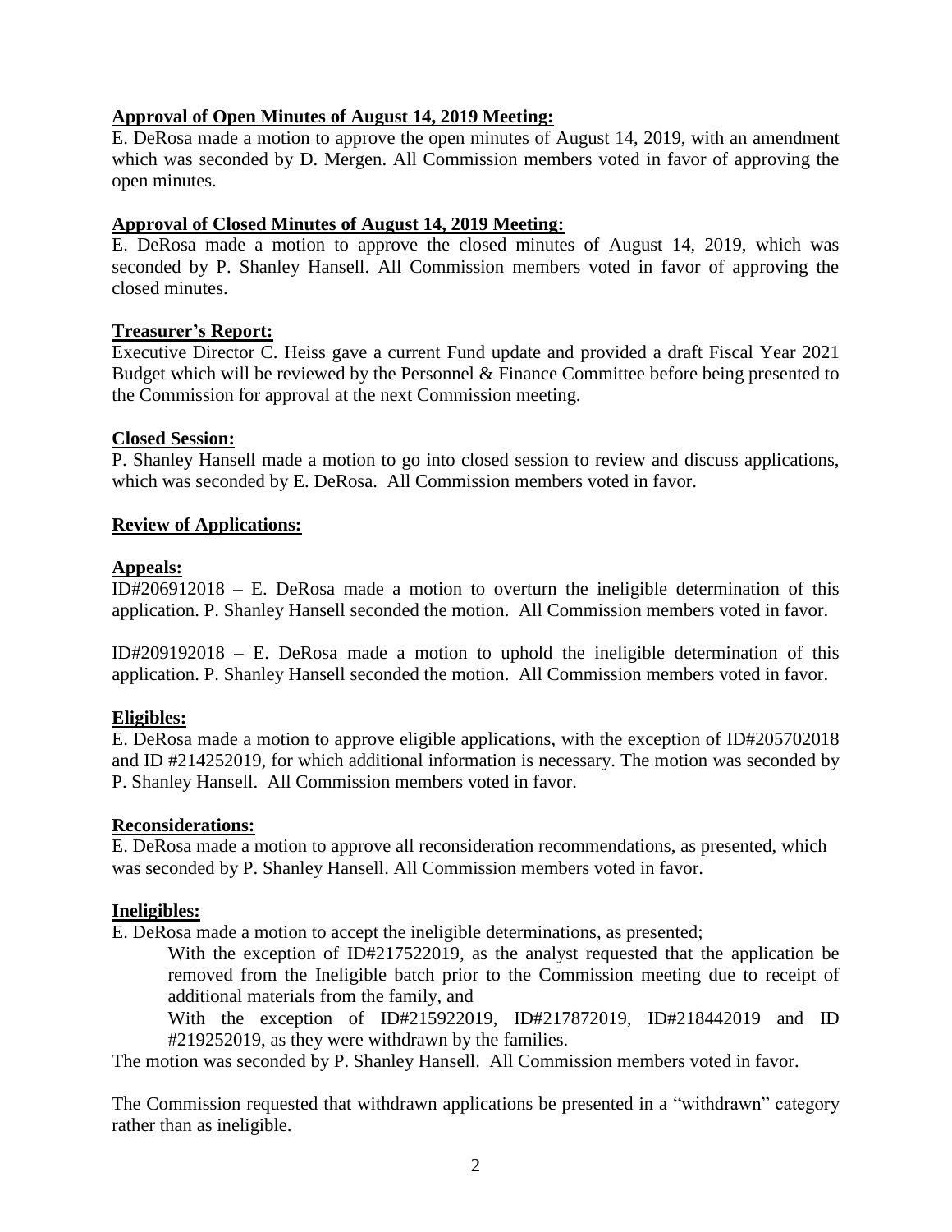**Approval of Open Minutes of August 14, 2019 Meeting:**

E. DeRosa made a motion to approve the open minutes of August 14, 2019, with an amendment which was seconded by D. Mergen. All Commission members voted in favor of approving the open minutes.

**Approval of Closed Minutes of August 14, 2019 Meeting:**

E. DeRosa made a motion to approve the closed minutes of August 14, 2019, which was seconded by P. Shanley Hansell. All Commission members voted in favor of approving the closed minutes.

**Treasurer's Report:**

Executive Director C. Heiss gave a current Fund update and provided a draft Fiscal Year 2021 Budget which will be reviewed by the Personnel & Finance Committee before being presented to the Commission for approval at the next Commission meeting.

**Closed Session:**

P. Shanley Hansell made a motion to go into closed session to review and discuss applications, which was seconded by E. DeRosa. All Commission members voted in favor.

**Review of Applications:**

**Appeals:**

ID#206912018 – E. DeRosa made a motion to overturn the ineligible determination of this application. P. Shanley Hansell seconded the motion. All Commission members voted in favor.

ID#209192018 – E. DeRosa made a motion to uphold the ineligible determination of this application. P. Shanley Hansell seconded the motion. All Commission members voted in favor.

**Eligibles:**

E. DeRosa made a motion to approve eligible applications, with the exception of ID#205702018 and ID #214252019, for which additional information is necessary. The motion was seconded by P. Shanley Hansell. All Commission members voted in favor.

**Reconsiderations:**

E. DeRosa made a motion to approve all reconsideration recommendations, as presented, which was seconded by P. Shanley Hansell. All Commission members voted in favor.

**Ineligibles:**

E. DeRosa made a motion to accept the ineligible determinations, as presented;

With the exception of ID#217522019, as the analyst requested that the application be removed from the Ineligible batch prior to the Commission meeting due to receipt of additional materials from the family, and

With the exception of ID#215922019, ID#217872019, ID#218442019 and ID #219252019, as they were withdrawn by the families.

The motion was seconded by P. Shanley Hansell. All Commission members voted in favor.

The Commission requested that withdrawn applications be presented in a "withdrawn" category rather than as ineligible.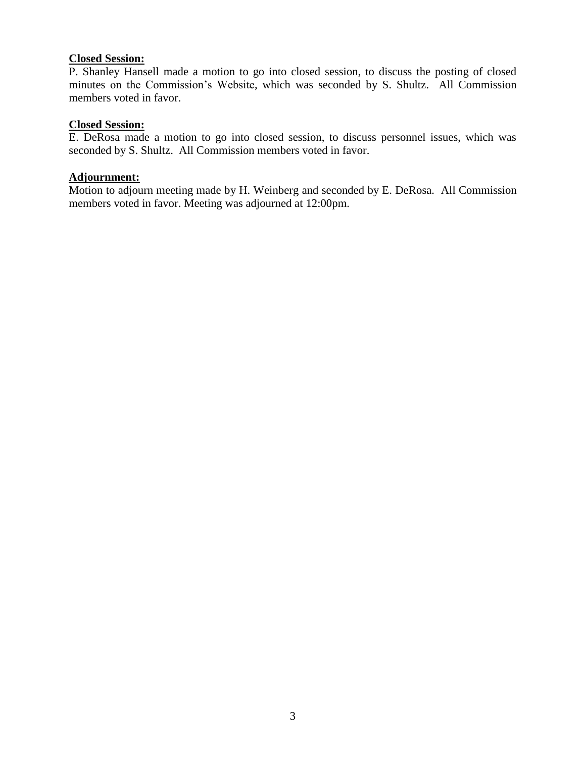**Closed Session:**

P. Shanley Hansell made a motion to go into closed session, to discuss the posting of closed minutes on the Commission's Website, which was seconded by S. Shultz. All Commission members voted in favor.

**Closed Session:**

E. DeRosa made a motion to go into closed session, to discuss personnel issues, which was seconded by S. Shultz. All Commission members voted in favor.

**Adjournment:**

Motion to adjourn meeting made by H. Weinberg and seconded by E. DeRosa. All Commission members voted in favor. Meeting was adjourned at 12:00pm.